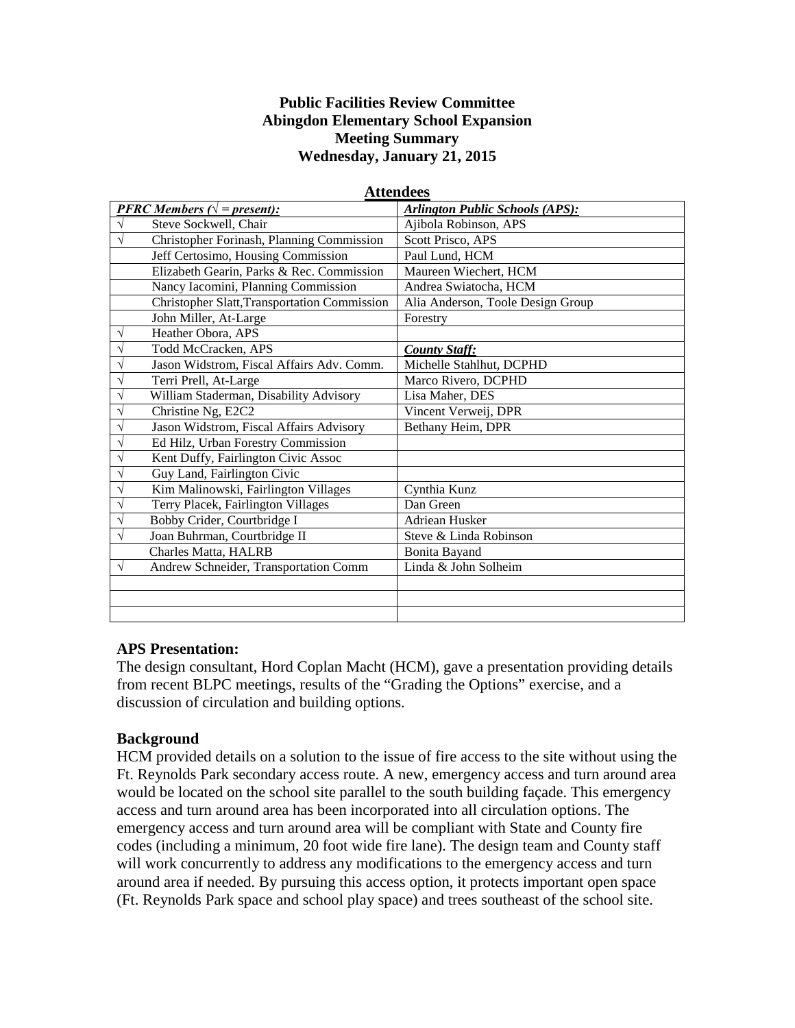# Public Facilities Review Committee
# Abingdon Elementary School Expansion
# Meeting Summary
# Wednesday, January 21, 2015

## Attendees

| ***PFRC Members (√ = present):*** | ***Arlington Public Schools (APS):*** |
|---|---|
| √ Steve Sockwell, Chair | Ajibola Robinson, APS |
| √ Christopher Forinash, Planning Commission | Scott Prisco, APS |
| Jeff Certosimo, Housing Commission | Paul Lund, HCM |
| Elizabeth Gearin, Parks & Rec. Commission | Maureen Wiechert, HCM |
| Nancy Iacomini, Planning Commission | Andrea Swiatocha, HCM |
| Christopher Slatt,Transportation Commission | Alia Anderson, Toole Design Group |
| John Miller, At-Large | Forestry |
| √ Heather Obora, APS | |
| √ Todd McCracken, APS | ***County Staff:*** |
| √ Jason Widstrom, Fiscal Affairs Adv. Comm. | Michelle Stahlhut, DCPHD |
| √ Terri Prell, At-Large | Marco Rivero, DCPHD |
| √ William Staderman, Disability Advisory | Lisa Maher, DES |
| √ Christine Ng, E2C2 | Vincent Verweij, DPR |
| √ Jason Widstrom, Fiscal Affairs Advisory | Bethany Heim, DPR |
| √ Ed Hilz, Urban Forestry Commission | |
| √ Kent Duffy, Fairlington Civic Assoc | |
| √ Guy Land, Fairlington Civic | |
| √ Kim Malinowski, Fairlington Villages | Cynthia Kunz |
| √ Terry Placek, Fairlington Villages | Dan Green |
| √ Bobby Crider, Courtbridge I | Adriean Husker |
| √ Joan Buhrman, Courtbridge II | Steve & Linda Robinson |
| Charles Matta, HALRB | Bonita Bayand |
| √ Andrew Schneider, Transportation Comm | Linda & John Solheim |
| | |
| | |
| | |

**APS Presentation:**

The design consultant, Hord Coplan Macht (HCM), gave a presentation providing details from recent BLPC meetings, results of the "Grading the Options" exercise, and a discussion of circulation and building options.

**Background**

HCM provided details on a solution to the issue of fire access to the site without using the Ft. Reynolds Park secondary access route. A new, emergency access and turn around area would be located on the school site parallel to the south building façade. This emergency access and turn around area has been incorporated into all circulation options. The emergency access and turn around area will be compliant with State and County fire codes (including a minimum, 20 foot wide fire lane). The design team and County staff will work concurrently to address any modifications to the emergency access and turn around area if needed. By pursuing this access option, it protects important open space (Ft. Reynolds Park space and school play space) and trees southeast of the school site.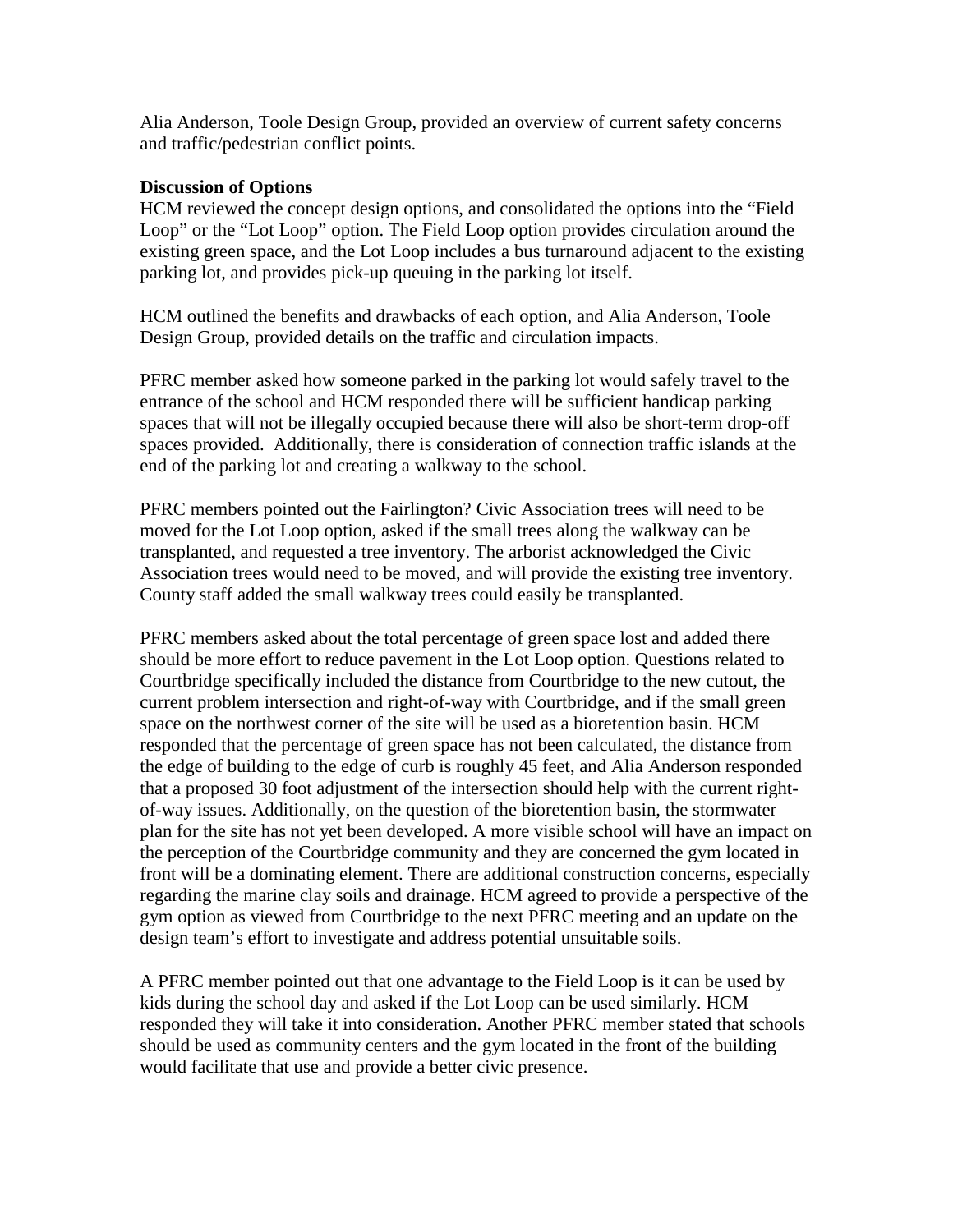Alia Anderson, Toole Design Group, provided an overview of current safety concerns and traffic/pedestrian conflict points.

**Discussion of Options**

HCM reviewed the concept design options, and consolidated the options into the “Field Loop” or the “Lot Loop” option. The Field Loop option provides circulation around the existing green space, and the Lot Loop includes a bus turnaround adjacent to the existing parking lot, and provides pick-up queuing in the parking lot itself.

HCM outlined the benefits and drawbacks of each option, and Alia Anderson, Toole Design Group, provided details on the traffic and circulation impacts.

PFRC member asked how someone parked in the parking lot would safely travel to the entrance of the school and HCM responded there will be sufficient handicap parking spaces that will not be illegally occupied because there will also be short-term drop-off spaces provided. Additionally, there is consideration of connection traffic islands at the end of the parking lot and creating a walkway to the school.

PFRC members pointed out the Fairlington? Civic Association trees will need to be moved for the Lot Loop option, asked if the small trees along the walkway can be transplanted, and requested a tree inventory. The arborist acknowledged the Civic Association trees would need to be moved, and will provide the existing tree inventory. County staff added the small walkway trees could easily be transplanted.

PFRC members asked about the total percentage of green space lost and added there should be more effort to reduce pavement in the Lot Loop option. Questions related to Courtbridge specifically included the distance from Courtbridge to the new cutout, the current problem intersection and right-of-way with Courtbridge, and if the small green space on the northwest corner of the site will be used as a bioretention basin. HCM responded that the percentage of green space has not been calculated, the distance from the edge of building to the edge of curb is roughly 45 feet, and Alia Anderson responded that a proposed 30 foot adjustment of the intersection should help with the current right-of-way issues. Additionally, on the question of the bioretention basin, the stormwater plan for the site has not yet been developed. A more visible school will have an impact on the perception of the Courtbridge community and they are concerned the gym located in front will be a dominating element. There are additional construction concerns, especially regarding the marine clay soils and drainage. HCM agreed to provide a perspective of the gym option as viewed from Courtbridge to the next PFRC meeting and an update on the design team’s effort to investigate and address potential unsuitable soils.

A PFRC member pointed out that one advantage to the Field Loop is it can be used by kids during the school day and asked if the Lot Loop can be used similarly. HCM responded they will take it into consideration. Another PFRC member stated that schools should be used as community centers and the gym located in the front of the building would facilitate that use and provide a better civic presence.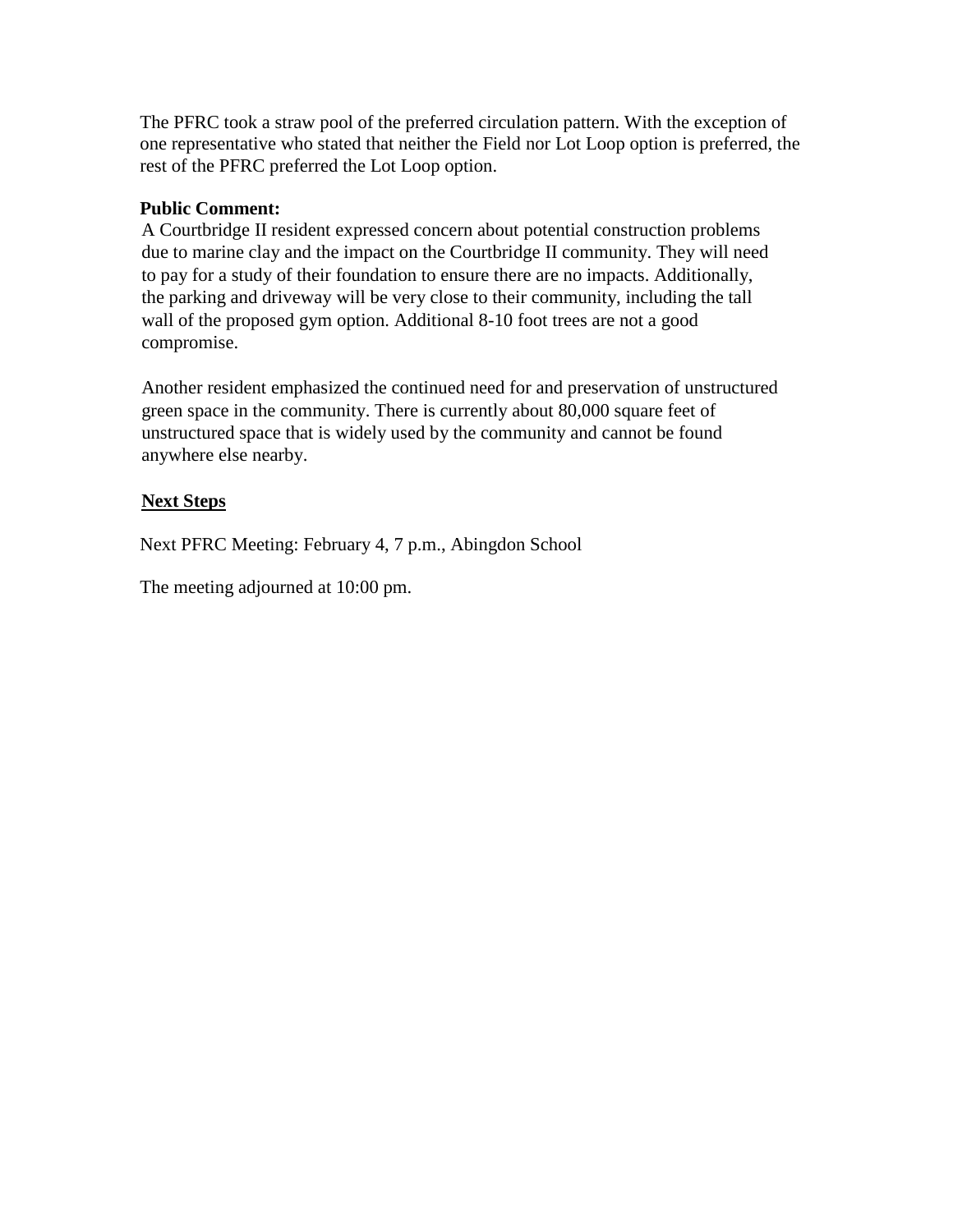The PFRC took a straw pool of the preferred circulation pattern. With the exception of one representative who stated that neither the Field nor Lot Loop option is preferred, the rest of the PFRC preferred the Lot Loop option.

**Public Comment:**

A Courtbridge II resident expressed concern about potential construction problems due to marine clay and the impact on the Courtbridge II community. They will need to pay for a study of their foundation to ensure there are no impacts. Additionally, the parking and driveway will be very close to their community, including the tall wall of the proposed gym option. Additional 8-10 foot trees are not a good compromise.

Another resident emphasized the continued need for and preservation of unstructured green space in the community. There is currently about 80,000 square feet of unstructured space that is widely used by the community and cannot be found anywhere else nearby.

**Next Steps**

Next PFRC Meeting: February 4, 7 p.m., Abingdon School

The meeting adjourned at 10:00 pm.